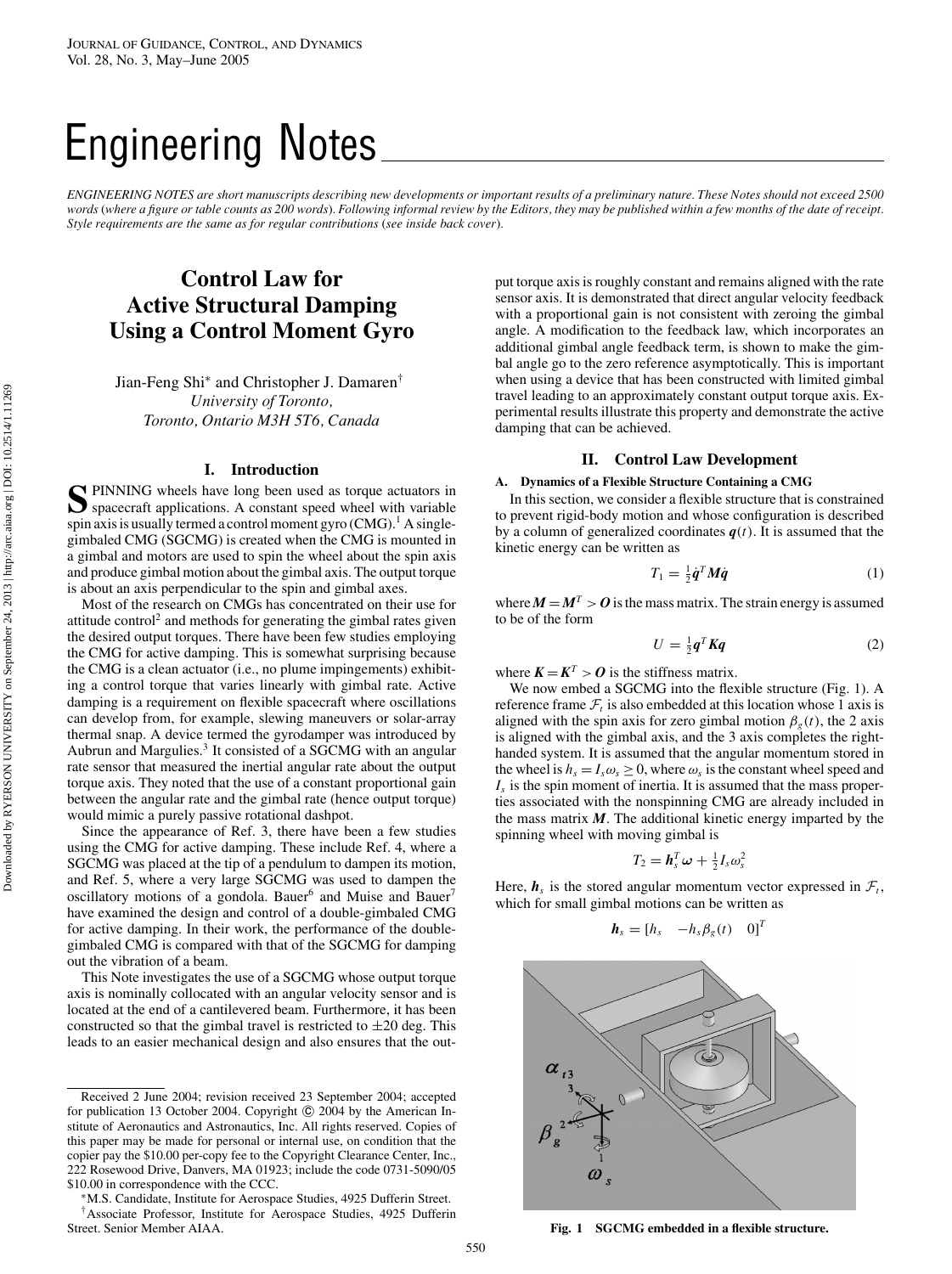# Engineering Notes

*ENGINEERING NOTES are short manuscripts describing new developments or important results of a preliminary nature. These Notes should not exceed 2500 words (where a figure or table counts as 200 words). Following informal review by the Editors, they may be published within a few months of the date of receipt. Style requirements are the same as for regular contributions (see inside back cover).*

## Control Law for Active Structural Damping Using a Control Moment Gyro

Jian-Feng Shi* and Christopher J. Damaren†
*University of Toronto, Toronto, Ontario M3H 5T6, Canada*

### I. Introduction

SPINNING wheels have long been used as torque actuators in spacecraft applications. A constant speed wheel with variable spin axis is usually termed a control moment gyro (CMG).[1] A single-gimbaled CMG (SGCMG) is created when the CMG is mounted in a gimbal and motors are used to spin the wheel about the spin axis and produce gimbal motion about the gimbal axis. The output torque is about an axis perpendicular to the spin and gimbal axes.

Most of the research on CMGs has concentrated on their use for attitude control[2] and methods for generating the gimbal rates given the desired output torques. There have been few studies employing the CMG for active damping. This is somewhat surprising because the CMG is a clean actuator (i.e., no plume impingements) exhibiting a control torque that varies linearly with gimbal rate. Active damping is a requirement on flexible spacecraft where oscillations can develop from, for example, slewing maneuvers or solar-array thermal snap. A device termed the gyrodamper was introduced by Aubrun and Margulies.[3] It consisted of a SGCMG with an angular rate sensor that measured the inertial angular rate about the output torque axis. They noted that the use of a constant proportional gain between the angular rate and the gimbal rate (hence output torque) would mimic a purely passive rotational dashpot.

Since the appearance of Ref. 3, there have been a few studies using the CMG for active damping. These include Ref. 4, where a SGCMG was placed at the tip of a pendulum to dampen its motion, and Ref. 5, where a very large SGCMG was used to dampen the oscillatory motions of a gondola. Bauer[6] and Muise and Bauer[7] have examined the design and control of a double-gimbaled CMG for active damping. In their work, the performance of the double-gimbaled CMG is compared with that of the SGCMG for damping out the vibration of a beam.

This Note investigates the use of a SGCMG whose output torque axis is nominally collocated with an angular velocity sensor and is located at the end of a cantilevered beam. Furthermore, it has been constructed so that the gimbal travel is restricted to ±20 deg. This leads to an easier mechanical design and also ensures that the output torque axis is roughly constant and remains aligned with the rate sensor axis. It is demonstrated that direct angular velocity feedback with a proportional gain is not consistent with zeroing the gimbal angle. A modification to the feedback law, which incorporates an additional gimbal angle feedback term, is shown to make the gimbal angle go to the zero reference asymptotically. This is important when using a device that has been constructed with limited gimbal travel leading to an approximately constant output torque axis. Experimental results illustrate this property and demonstrate the active damping that can be achieved.

### II. Control Law Development

#### A. Dynamics of a Flexible Structure Containing a CMG

In this section, we consider a flexible structure that is constrained to prevent rigid-body motion and whose configuration is described by a column of generalized coordinates $\boldsymbol{q}(t)$. It is assumed that the kinetic energy can be written as

$$T_1 = \tfrac{1}{2}\dot{\boldsymbol{q}}^T \boldsymbol{M}\dot{\boldsymbol{q}} \tag{1}$$

where $\boldsymbol{M} = \boldsymbol{M}^T > \boldsymbol{O}$ is the mass matrix. The strain energy is assumed to be of the form

$$U = \tfrac{1}{2}\boldsymbol{q}^T \boldsymbol{K}\boldsymbol{q} \tag{2}$$

where $\boldsymbol{K} = \boldsymbol{K}^T > \boldsymbol{O}$ is the stiffness matrix.

We now embed a SGCMG into the flexible structure (Fig. 1). A reference frame $\mathcal{F}_t$ is also embedded at this location whose 1 axis is aligned with the spin axis for zero gimbal motion $\beta_g(t)$, the 2 axis is aligned with the gimbal axis, and the 3 axis completes the right-handed system. It is assumed that the angular momentum stored in the wheel is $h_s = I_s\omega_s \geq 0$, where $\omega_s$ is the constant wheel speed and $I_s$ is the spin moment of inertia. It is assumed that the mass properties associated with the nonspinning CMG are already included in the mass matrix $\boldsymbol{M}$. The additional kinetic energy imparted by the spinning wheel with moving gimbal is

$$T_2 = \boldsymbol{h}_s^T \boldsymbol{\omega} + \tfrac{1}{2} I_s \omega_s^2$$

Here, $\boldsymbol{h}_s$ is the stored angular momentum vector expressed in $\mathcal{F}_t$, which for small gimbal motions can be written as

$$\boldsymbol{h}_s = [h_s \quad -h_s\beta_g(t) \quad 0]^T$$

Fig. 1 SGCMG embedded in a flexible structure.

Received 2 June 2004; revision received 23 September 2004; accepted for publication 13 October 2004. Copyright © 2004 by the American Institute of Aeronautics and Astronautics, Inc. All rights reserved. Copies of this paper may be made for personal or internal use, on condition that the copier pay the $10.00 per-copy fee to the Copyright Clearance Center, Inc., 222 Rosewood Drive, Danvers, MA 01923; include the code 0731-5090/05 $10.00 in correspondence with the CCC.

*M.S. Candidate, Institute for Aerospace Studies, 4925 Dufferin Street.

†Associate Professor, Institute for Aerospace Studies, 4925 Dufferin Street. Senior Member AIAA.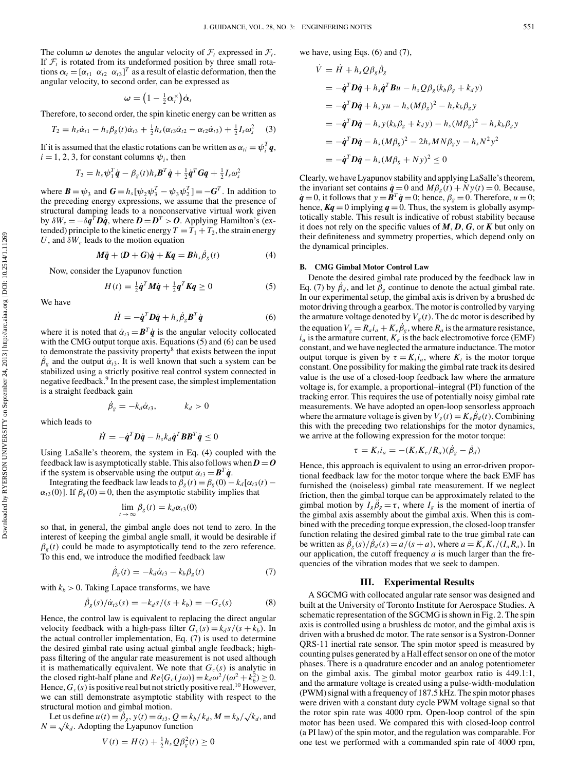The column $\boldsymbol{\omega}$ denotes the angular velocity of $\mathcal{F}_t$ expressed in $\mathcal{F}_t$. If $\mathcal{F}_t$ is rotated from its undeformed position by three small rotations $\boldsymbol{\alpha}_t = [\alpha_{t1} \;\; \alpha_{t2} \;\; \alpha_{t3}]^T$ as a result of elastic deformation, then the angular velocity, to second order, can be expressed as

$$\boldsymbol{\omega} = \left(1 - \tfrac{1}{2}\boldsymbol{\alpha}_t^{\times}\right)\dot{\boldsymbol{\alpha}}_t$$

Therefore, to second order, the spin kinetic energy can be written as

$$T_2 = h_s\dot{\alpha}_{t1} - h_s\beta_g(t)\dot{\alpha}_{t3} + \tfrac{1}{2}h_s(\alpha_{t3}\dot{\alpha}_{t2} - \alpha_{t2}\dot{\alpha}_{t3}) + \tfrac{1}{2}I_s\omega_s^2 \tag{3}$$

If it is assumed that the elastic rotations can be written as $\alpha_{ti} = \boldsymbol{\psi}_i^T\boldsymbol{q}$, $i = 1, 2, 3$, for constant columns $\boldsymbol{\psi}_i$, then

$$T_2 = h_s\boldsymbol{\psi}_1^T\dot{\boldsymbol{q}} - \beta_g(t)h_s\boldsymbol{B}^T\dot{\boldsymbol{q}} + \tfrac{1}{2}\dot{\boldsymbol{q}}^T\boldsymbol{G}\boldsymbol{q} + \tfrac{1}{2}I_s\omega_s^2$$

where $\boldsymbol{B} = \boldsymbol{\psi}_3$ and $\boldsymbol{G} = h_s[\boldsymbol{\psi}_2\boldsymbol{\psi}_3^T - \boldsymbol{\psi}_3\boldsymbol{\psi}_2^T] = -\boldsymbol{G}^T$. In addition to the preceding energy expressions, we assume that the presence of structural damping leads to a nonconservative virtual work given by $\delta W_e = -\delta\boldsymbol{q}^T\boldsymbol{D}\dot{\boldsymbol{q}}$, where $\boldsymbol{D} = \boldsymbol{D}^T > \boldsymbol{O}$. Applying Hamilton's (extended) principle to the kinetic energy $T = T_1 + T_2$, the strain energy $U$, and $\delta W_e$ leads to the motion equation

$$\boldsymbol{M}\ddot{\boldsymbol{q}} + (\boldsymbol{D} + \boldsymbol{G})\dot{\boldsymbol{q}} + \boldsymbol{K}\boldsymbol{q} = \boldsymbol{B}h_s\dot{\beta}_g(t) \tag{4}$$

Now, consider the Lyapunov function

$$H(t) = \tfrac{1}{2}\dot{\boldsymbol{q}}^T\boldsymbol{M}\dot{\boldsymbol{q}} + \tfrac{1}{2}\boldsymbol{q}^T\boldsymbol{K}\boldsymbol{q} \geq 0 \tag{5}$$

We have

$$\dot{H} = -\dot{\boldsymbol{q}}^T\boldsymbol{D}\dot{\boldsymbol{q}} + h_s\dot{\beta}_g\boldsymbol{B}^T\dot{\boldsymbol{q}} \tag{6}$$

where it is noted that $\dot{\alpha}_{t3} = \boldsymbol{B}^T\dot{\boldsymbol{q}}$ is the angular velocity collocated with the CMG output torque axis. Equations (5) and (6) can be used to demonstrate the passivity property[8] that exists between the input $\dot{\beta}_g$ and the output $\dot{\alpha}_{t3}$. It is well known that such a system can be stabilized using a strictly positive real control system connected in negative feedback.[9] In the present case, the simplest implementation is a straight feedback gain

$$\dot{\beta}_g = -k_d\dot{\alpha}_{t3}, \qquad k_d > 0$$

which leads to

$$\dot{H} = -\dot{\boldsymbol{q}}^T\boldsymbol{D}\dot{\boldsymbol{q}} - h_sk_d\dot{\boldsymbol{q}}^T\boldsymbol{B}\boldsymbol{B}^T\dot{\boldsymbol{q}} \leq 0$$

Using LaSalle's theorem, the system in Eq. (4) coupled with the feedback law is asymptotically stable. This also follows when $\boldsymbol{D} = \boldsymbol{O}$ if the system is observable using the output $\dot{\alpha}_{t3} = \boldsymbol{B}^T\dot{\boldsymbol{q}}$.

Integrating the feedback law leads to $\beta_g(t) = \beta_g(0) - k_d[\alpha_{t3}(t) - \alpha_{t3}(0)]$. If $\beta_g(0) = 0$, then the asymptotic stability implies that

$$\lim_{t\to\infty}\beta_g(t) = k_d\alpha_{t3}(0)$$

so that, in general, the gimbal angle does not tend to zero. In the interest of keeping the gimbal angle small, it would be desirable if $\beta_g(t)$ could be made to asymptotically tend to the zero reference. To this end, we introduce the modified feedback law

$$\dot{\beta}_g(t) = -k_d\dot{\alpha}_{t3} - k_b\beta_g(t) \tag{7}$$

with $k_b > 0$. Taking Lapace transforms, we have

$$\dot{\beta}_g(s)/\dot{\alpha}_{t3}(s) = -k_ds/(s + k_b) = -G_c(s) \tag{8}$$

Hence, the control law is equivalent to replacing the direct angular velocity feedback with a high-pass filter $G_c(s) = k_ds/(s + k_b)$. In the actual controller implementation, Eq. (7) is used to determine the desired gimbal rate using actual gimbal angle feedback; high-pass filtering of the angular rate measurement is not used although it is mathematically equivalent. We note that $G_c(s)$ is analytic in the closed right-half plane and $Re\{G_c(j\omega)\} = k_d\omega^2/(\omega^2 + k_b^2) \geq 0$. Hence, $G_c(s)$ is positive real but not strictly positive real.[10] However, we can still demonstrate asymptotic stability with respect to the structural motion and gimbal motion.

Let us define $u(t) = \dot{\beta}_g$, $y(t) = \dot{\alpha}_{t3}$, $Q = k_b/k_d$, $M = k_b/\sqrt{k_d}$, and $N = \sqrt{k_d}$. Adopting the Lyapunov function

$$V(t) = H(t) + \tfrac{1}{2}h_sQ\beta_g^2(t) \geq 0$$

we have, using Eqs. (6) and (7),

$$\begin{aligned}
\dot{V} &= \dot{H} + h_sQ\beta_g\dot{\beta}_g \\
&= -\dot{\boldsymbol{q}}^T\boldsymbol{D}\dot{\boldsymbol{q}} + h_s\dot{\boldsymbol{q}}^T\boldsymbol{B}u - h_sQ\beta_g(k_b\beta_g + k_dy) \\
&= -\dot{\boldsymbol{q}}^T\boldsymbol{D}\dot{\boldsymbol{q}} + h_syu - h_s(M\beta_g)^2 - h_sk_b\beta_gy \\
&= -\dot{\boldsymbol{q}}^T\boldsymbol{D}\dot{\boldsymbol{q}} - h_sy(k_b\beta_g + k_dy) - h_s(M\beta_g)^2 - h_sk_b\beta_gy \\
&= -\dot{\boldsymbol{q}}^T\boldsymbol{D}\dot{\boldsymbol{q}} - h_s(M\beta_g)^2 - 2h_sMN\beta_gy - h_sN^2y^2 \\
&= -\dot{\boldsymbol{q}}^T\boldsymbol{D}\dot{\boldsymbol{q}} - h_s(M\beta_g + Ny)^2 \leq 0
\end{aligned}$$

Clearly, we have Lyapunov stability and applying LaSalle's theorem, the invariant set contains $\dot{\boldsymbol{q}} = 0$ and $M\beta_g(t) + Ny(t) = 0$. Because, $\dot{\boldsymbol{q}} = 0$, it follows that $y = \boldsymbol{B}^T\dot{\boldsymbol{q}} = 0$; hence, $\beta_g = 0$. Therefore, $u = 0$; hence, $\boldsymbol{K}\boldsymbol{q} = 0$ implying $\boldsymbol{q} = 0$. Thus, the system is globally asymptotically stable. This result is indicative of robust stability because it does not rely on the specific values of $\boldsymbol{M}$, $\boldsymbol{D}$, $\boldsymbol{G}$, or $\boldsymbol{K}$ but only on their definiteness and symmetry properties, which depend only on the dynamical principles.

#### B. CMG Gimbal Motor Control Law

Denote the desired gimbal rate produced by the feedback law in Eq. (7) by $\dot{\beta}_d$, and let $\dot{\beta}_g$ continue to denote the actual gimbal rate. In our experimental setup, the gimbal axis is driven by a brushed dc motor driving through a gearbox. The motor is controlled by varying the armature voltage denoted by $V_g(t)$. The dc motor is described by the equation $V_g = R_ai_a + K_e\dot{\beta}_g$, where $R_a$ is the armature resistance, $i_a$ is the armature current, $K_e$ is the back electromotive force (EMF) constant, and we have neglected the armature inductance. The motor output torque is given by $\tau = K_ti_a$, where $K_t$ is the motor torque constant. One possibility for making the gimbal rate track its desired value is the use of a closed-loop feedback law where the armature voltage is, for example, a proportional–integral (PI) function of the tracking error. This requires the use of potentially noisy gimbal rate measurements. We have adopted an open-loop sensorless approach where the armature voltage is given by $V_g(t) = K_e\dot{\beta}_d(t)$. Combining this with the preceding two relationships for the motor dynamics, we arrive at the following expression for the motor torque:

$$\tau = K_ti_a = -(K_tK_e/R_a)(\dot{\beta}_g - \dot{\beta}_d)$$

Hence, this approach is equivalent to using an error-driven proportional feedback law for the motor torque where the back EMF has furnished the (noiseless) gimbal rate measurement. If we neglect friction, then the gimbal torque can be approximately related to the gimbal motion by $I_g\ddot{\beta}_g = \tau$, where $I_g$ is the moment of inertia of the gimbal axis assembly about the gimbal axis. When this is combined with the preceding torque expression, the closed-loop transfer function relating the desired gimbal rate to the true gimbal rate can be written as $\dot{\beta}_g(s)/\dot{\beta}_d(s) = a/(s + a)$, where $a = K_eK_t/(I_aR_a)$. In our application, the cutoff frequency $a$ is much larger than the frequencies of the vibration modes that we seek to dampen.

## III. Experimental Results

A SGCMG with collocated angular rate sensor was designed and built at the University of Toronto Institute for Aerospace Studies. A schematic representation of the SGCMG is shown in Fig. 2. The spin axis is controlled using a brushless dc motor, and the gimbal axis is driven with a brushed dc motor. The rate sensor is a Systron-Donner QRS-11 inertial rate sensor. The spin motor speed is measured by counting pulses generated by a Hall effect sensor on one of the motor phases. There is a quadrature encoder and an analog potentiometer on the gimbal axis. The gimbal motor gearbox ratio is 449.1:1, and the armature voltage is created using a pulse-width-modulation (PWM) signal with a frequency of 187.5 kHz. The spin motor phases were driven with a constant duty cycle PWM voltage signal so that the rotor spin rate was 4000 rpm. Open-loop control of the spin motor has been used. We compared this with closed-loop control (a PI law) of the spin motor, and the regulation was comparable. For one test we performed with a commanded spin rate of 4000 rpm,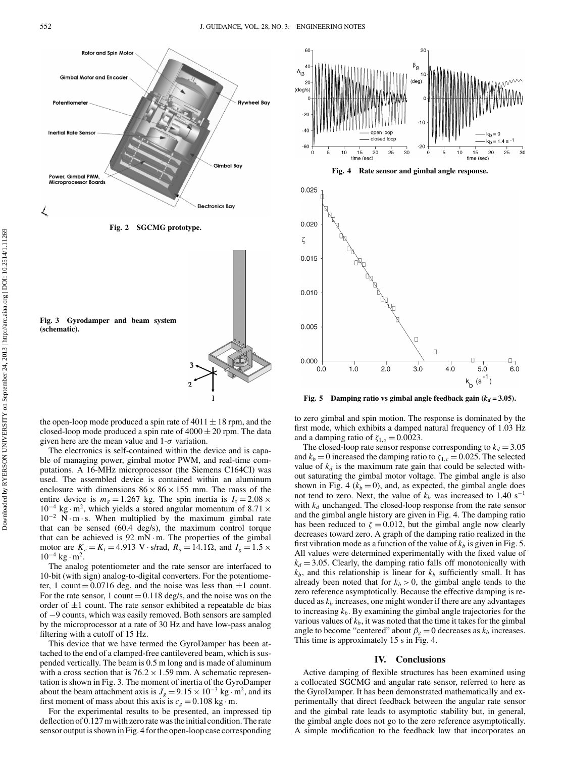Rotor and Spin Motor

Gimbal Motor and Encoder

Potentiometer

Inertial Rate Sensor

Power, Gimbal PWM, Microprocessor Boards

Flywheel Bay

Gimbal Bay

Electronics Bay

**Fig. 2 SGCMG prototype.**

**Fig. 3 Gyrodamper and beam system (schematic).**

3

2

1

60

40

$\dot{\alpha}_{t3}$

20

(deg/s)

0

-20

-40

-60

0 5 10 15 20 25 30

time (sec)

open loop

closed loop

20

$\beta_g$

10

(deg)

0

-10

-20

0 5 10 15 20 25 30

time (sec)

$k_b = 0$

$k_b = 1.4\ s^{-1}$

**Fig. 4 Rate sensor and gimbal angle response.**

0.025

0.020

$\zeta$

0.015

0.010

0.005

0.000

0.0 1.0 2.0 3.0 4.0 5.0 6.0

$k_b\ (s^{-1})$

**Fig. 5 Damping ratio vs gimbal angle feedback gain ($k_d = 3.05$).**

the open-loop mode produced a spin rate of $4011 \pm 18$ rpm, and the closed-loop mode produced a spin rate of $4000 \pm 20$ rpm. The data given here are the mean value and 1-$\sigma$ variation.

The electronics is self-contained within the device and is capable of managing power, gimbal motor PWM, and real-time computations. A 16-MHz microprocessor (the Siemens C164CI) was used. The assembled device is contained within an aluminum enclosure with dimensions $86 \times 86 \times 155$ mm. The mass of the entire device is $m_g = 1.267$ kg. The spin inertia is $I_s = 2.08 \times 10^{-4}\ \text{kg} \cdot \text{m}^2$, which yields a stored angular momentum of $8.71 \times 10^{-2}\ \text{N} \cdot \text{m} \cdot \text{s}$. When multiplied by the maximum gimbal rate that can be sensed (60.4 deg/s), the maximum control torque that can be achieved is 92 mN $\cdot$ m. The properties of the gimbal motor are $K_e = K_t = 4.913\ \text{V} \cdot \text{s/rad}$, $R_a = 14.1\Omega$, and $I_g = 1.5 \times 10^{-4}\ \text{kg} \cdot \text{m}^2$.

The analog potentiometer and the rate sensor are interfaced to 10-bit (with sign) analog-to-digital converters. For the potentiometer, 1 count = 0.0716 deg, and the noise was less than $\pm 1$ count. For the rate sensor, 1 count = 0.118 deg/s, and the noise was on the order of $\pm 1$ count. The rate sensor exhibited a repeatable dc bias of $-9$ counts, which was easily removed. Both sensors are sampled by the microprocessor at a rate of 30 Hz and have low-pass analog filtering with a cutoff of 15 Hz.

This device that we have termed the GyroDamper has been attached to the end of a clamped-free cantilevered beam, which is suspended vertically. The beam is 0.5 m long and is made of aluminum with a cross section that is $76.2 \times 1.59$ mm. A schematic representation is shown in Fig. 3. The moment of inertia of the GyroDamper about the beam attachment axis is $J_g = 9.15 \times 10^{-3}\ \text{kg} \cdot \text{m}^2$, and its first moment of mass about this axis is $c_g = 0.108\ \text{kg} \cdot \text{m}$.

For the experimental results to be presented, an impressed tip deflection of 0.127 m with zero rate was the initial condition. The rate sensor output is shown in Fig. 4 for the open-loop case corresponding to zero gimbal and spin motion. The response is dominated by the first mode, which exhibits a damped natural frequency of 1.03 Hz and a damping ratio of $\zeta_{1,o} = 0.0023$.

The closed-loop rate sensor response corresponding to $k_d = 3.05$ and $k_b = 0$ increased the damping ratio to $\zeta_{1,c} = 0.025$. The selected value of $k_d$ is the maximum rate gain that could be selected without saturating the gimbal motor voltage. The gimbal angle is also shown in Fig. 4 ($k_b = 0$), and, as expected, the gimbal angle does not tend to zero. Next, the value of $k_b$ was increased to $1.40\ \text{s}^{-1}$ with $k_d$ unchanged. The closed-loop response from the rate sensor and the gimbal angle history are given in Fig. 4. The damping ratio has been reduced to $\zeta = 0.012$, but the gimbal angle now clearly decreases toward zero. A graph of the damping ratio realized in the first vibration mode as a function of the value of $k_b$ is given in Fig. 5. All values were determined experimentally with the fixed value of $k_d = 3.05$. Clearly, the damping ratio falls off monotonically with $k_b$, and this relationship is linear for $k_b$ sufficiently small. It has already been noted that for $k_b > 0$, the gimbal angle tends to the zero reference asymptotically. Because the effective damping is reduced as $k_b$ increases, one might wonder if there are any advantages to increasing $k_b$. By examining the gimbal angle trajectories for the various values of $k_b$, it was noted that the time it takes for the gimbal angle to become "centered" about $\beta_g = 0$ decreases as $k_b$ increases. This time is approximately 15 s in Fig. 4.

## IV. Conclusions

Active damping of flexible structures has been examined using a collocated SGCMG and angular rate sensor, referred to here as the GyroDamper. It has been demonstrated mathematically and experimentally that direct feedback between the angular rate sensor and the gimbal rate leads to asymptotic stability but, in general, the gimbal angle does not go to the zero reference asymptotically. A simple modification to the feedback law that incorporates an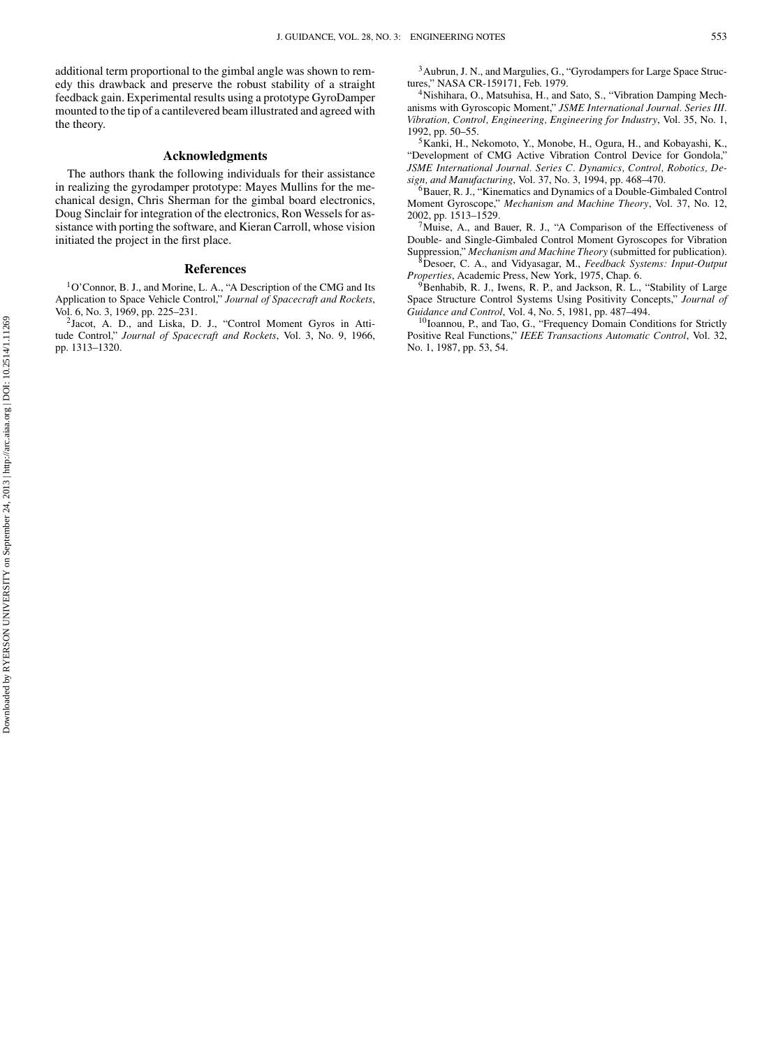additional term proportional to the gimbal angle was shown to remedy this drawback and preserve the robust stability of a straight feedback gain. Experimental results using a prototype GyroDamper mounted to the tip of a cantilevered beam illustrated and agreed with the theory.

## Acknowledgments

The authors thank the following individuals for their assistance in realizing the gyrodamper prototype: Mayes Mullins for the mechanical design, Chris Sherman for the gimbal board electronics, Doug Sinclair for integration of the electronics, Ron Wessels for assistance with porting the software, and Kieran Carroll, whose vision initiated the project in the first place.

## References

[1]O'Connor, B. J., and Morine, L. A., "A Description of the CMG and Its Application to Space Vehicle Control," *Journal of Spacecraft and Rockets*, Vol. 6, No. 3, 1969, pp. 225–231.

[2]Jacot, A. D., and Liska, D. J., "Control Moment Gyros in Attitude Control," *Journal of Spacecraft and Rockets*, Vol. 3, No. 9, 1966, pp. 1313–1320.

[3]Aubrun, J. N., and Margulies, G., "Gyrodampers for Large Space Structures," NASA CR-159171, Feb. 1979.

[4]Nishihara, O., Matsuhisa, H., and Sato, S., "Vibration Damping Mechanisms with Gyroscopic Moment," *JSME International Journal. Series III. Vibration, Control, Engineering, Engineering for Industry*, Vol. 35, No. 1, 1992, pp. 50–55.

[5]Kanki, H., Nekomoto, Y., Monobe, H., Ogura, H., and Kobayashi, K., "Development of CMG Active Vibration Control Device for Gondola," *JSME International Journal. Series C. Dynamics, Control, Robotics, Design, and Manufacturing*, Vol. 37, No. 3, 1994, pp. 468–470.

[6]Bauer, R. J., "Kinematics and Dynamics of a Double-Gimbaled Control Moment Gyroscope," *Mechanism and Machine Theory*, Vol. 37, No. 12, 2002, pp. 1513–1529.

[7]Muise, A., and Bauer, R. J., "A Comparison of the Effectiveness of Double- and Single-Gimbaled Control Moment Gyroscopes for Vibration Suppression," *Mechanism and Machine Theory* (submitted for publication).

[8]Desoer, C. A., and Vidyasagar, M., *Feedback Systems: Input-Output Properties*, Academic Press, New York, 1975, Chap. 6.

[9]Benhabib, R. J., Iwens, R. P., and Jackson, R. L., "Stability of Large Space Structure Control Systems Using Positivity Concepts," *Journal of Guidance and Control*, Vol. 4, No. 5, 1981, pp. 487–494.

[10]Ioannou, P., and Tao, G., "Frequency Domain Conditions for Strictly Positive Real Functions," *IEEE Transactions Automatic Control*, Vol. 32, No. 1, 1987, pp. 53, 54.